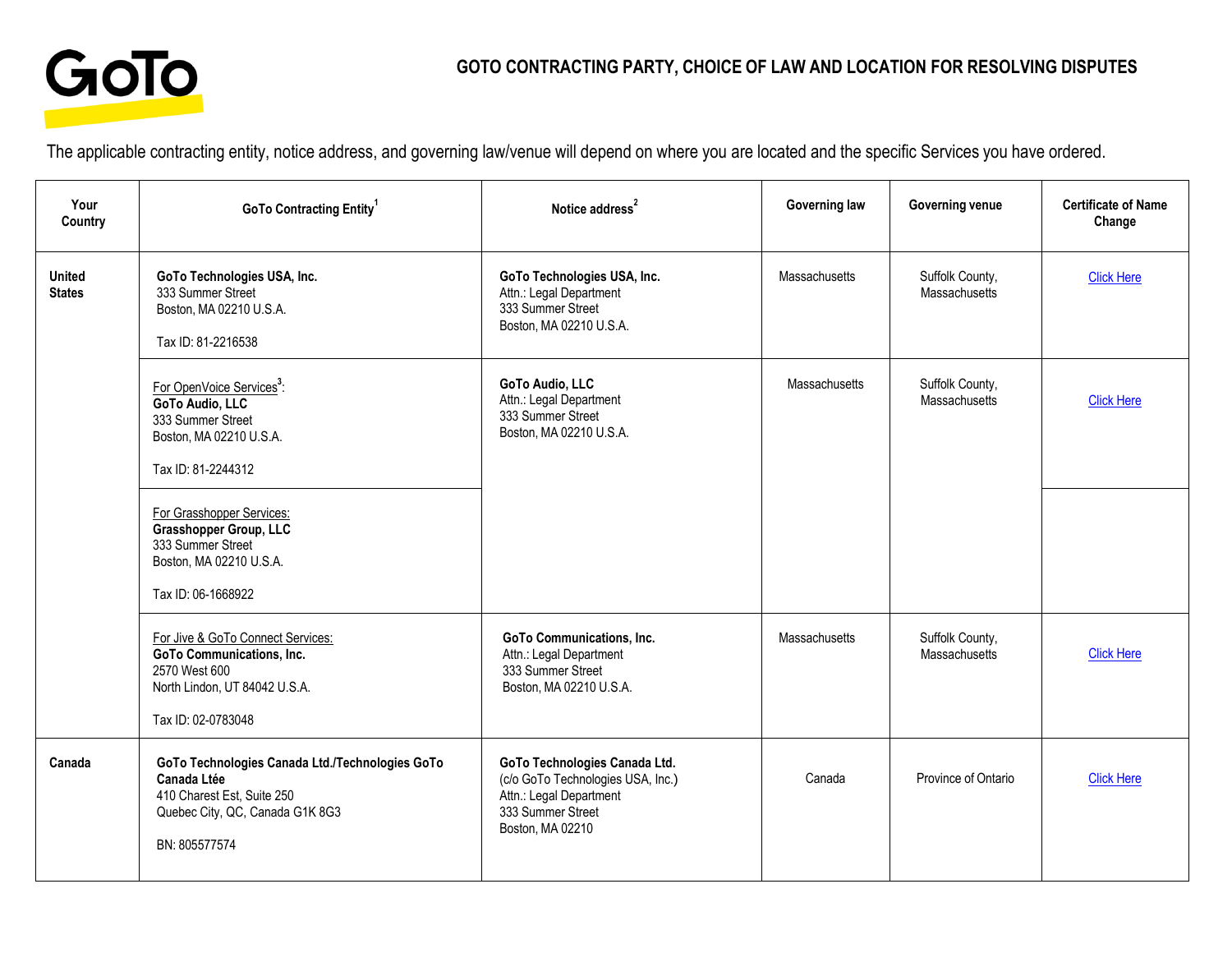# GOTO CONTRACTING PARTY, CHOICE OF LAW AND LOCATION FOR RESOLVING DISPUTES

The applicable contracting entity, notice address, and governing law/venue will depend on where you are located and the specific Services you have ordered.

| Your Country | GoTo Contracting Entity[1] | Notice address[2] | Governing law | Governing venue | Certificate of Name Change |
|---|---|---|---|---|---|
| **United States** | **GoTo Technologies USA, Inc.**<br>333 Summer Street<br>Boston, MA 02210 U.S.A.<br><br>Tax ID: 81-2216538 | **GoTo Technologies USA, Inc.**<br>Attn.: Legal Department<br>333 Summer Street<br>Boston, MA 02210 U.S.A. | Massachusetts | Suffolk County, Massachusetts | Click Here |
| | For OpenVoice Services[3]:<br>**GoTo Audio, LLC**<br>333 Summer Street<br>Boston, MA 02210 U.S.A.<br><br>Tax ID: 81-2244312 | **GoTo Audio, LLC**<br>Attn.: Legal Department<br>333 Summer Street<br>Boston, MA 02210 U.S.A. | Massachusetts | Suffolk County, Massachusetts | Click Here |
| | For Grasshopper Services:<br>**Grasshopper Group, LLC**<br>333 Summer Street<br>Boston, MA 02210 U.S.A.<br><br>Tax ID: 06-1668922 | | | | |
| | For Jive & GoTo Connect Services:<br>**GoTo Communications, Inc.**<br>2570 West 600<br>North Lindon, UT 84042 U.S.A.<br><br>Tax ID: 02-0783048 | **GoTo Communications, Inc.**<br>Attn.: Legal Department<br>333 Summer Street<br>Boston, MA 02210 U.S.A. | Massachusetts | Suffolk County, Massachusetts | Click Here |
| **Canada** | **GoTo Technologies Canada Ltd./Technologies GoTo Canada Ltée**<br>410 Charest Est, Suite 250<br>Quebec City, QC, Canada G1K 8G3<br><br>BN: 805577574 | **GoTo Technologies Canada Ltd.**<br>(c/o GoTo Technologies USA, Inc.)<br>Attn.: Legal Department<br>333 Summer Street<br>Boston, MA 02210 | Canada | Province of Ontario | Click Here |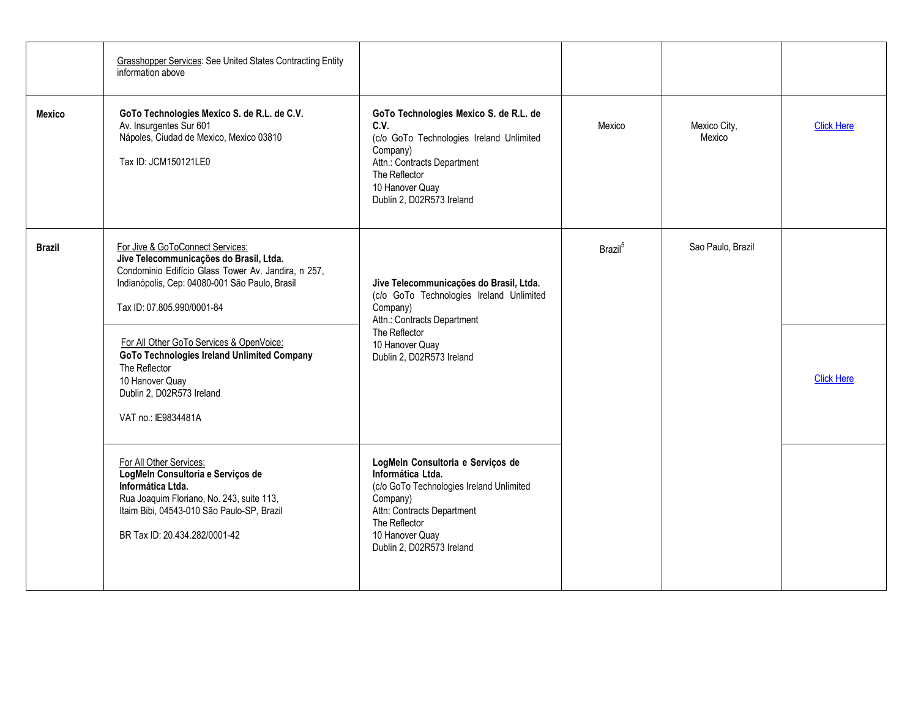| | | | | | |
|---|---|---|---|---|---|
| | Grasshopper Services: See United States Contracting Entity information above | | | | |
| **Mexico** | **GoTo Technologies Mexico S. de R.L. de C.V.**<br>Av. Insurgentes Sur 601<br>Nápoles, Ciudad de Mexico, Mexico 03810<br><br>Tax ID: JCM150121LE0 | **GoTo Technologies Mexico S. de R.L. de C.V.**<br>(c/o GoTo Technologies Ireland Unlimited Company)<br>Attn.: Contracts Department<br>The Reflector<br>10 Hanover Quay<br>Dublin 2, D02R573 Ireland | Mexico | Mexico City, Mexico | Click Here |
| **Brazil** | For Jive & GoToConnect Services:<br>**Jive Telecommunicações do Brasil, Ltda.**<br>Condominio Edifício Glass Tower Av. Jandira, n 257, Indianópolis, Cep: 04080-001 São Paulo, Brasil<br><br>Tax ID: 07.805.990/0001-84 | **Jive Telecommunicações do Brasil, Ltda.**<br>(c/o GoTo Technologies Ireland Unlimited Company)<br>Attn.: Contracts Department<br>The Reflector<br>10 Hanover Quay<br>Dublin 2, D02R573 Ireland | Brazil[5] | Sao Paulo, Brazil | |
| | For All Other GoTo Services & OpenVoice:<br>**GoTo Technologies Ireland Unlimited Company**<br>The Reflector<br>10 Hanover Quay<br>Dublin 2, D02R573 Ireland<br><br>VAT no.: IE9834481A | | | | Click Here |
| | For All Other Services:<br>**LogMeIn Consultoria e Serviços de Informática Ltda.**<br>Rua Joaquim Floriano, No. 243, suite 113, Itaim Bibi, 04543-010 São Paulo-SP, Brazil<br><br>BR Tax ID: 20.434.282/0001-42 | **LogMeIn Consultoria e Serviços de Informática Ltda.**<br>(c/o GoTo Technologies Ireland Unlimited Company)<br>Attn: Contracts Department<br>The Reflector<br>10 Hanover Quay<br>Dublin 2, D02R573 Ireland | | | |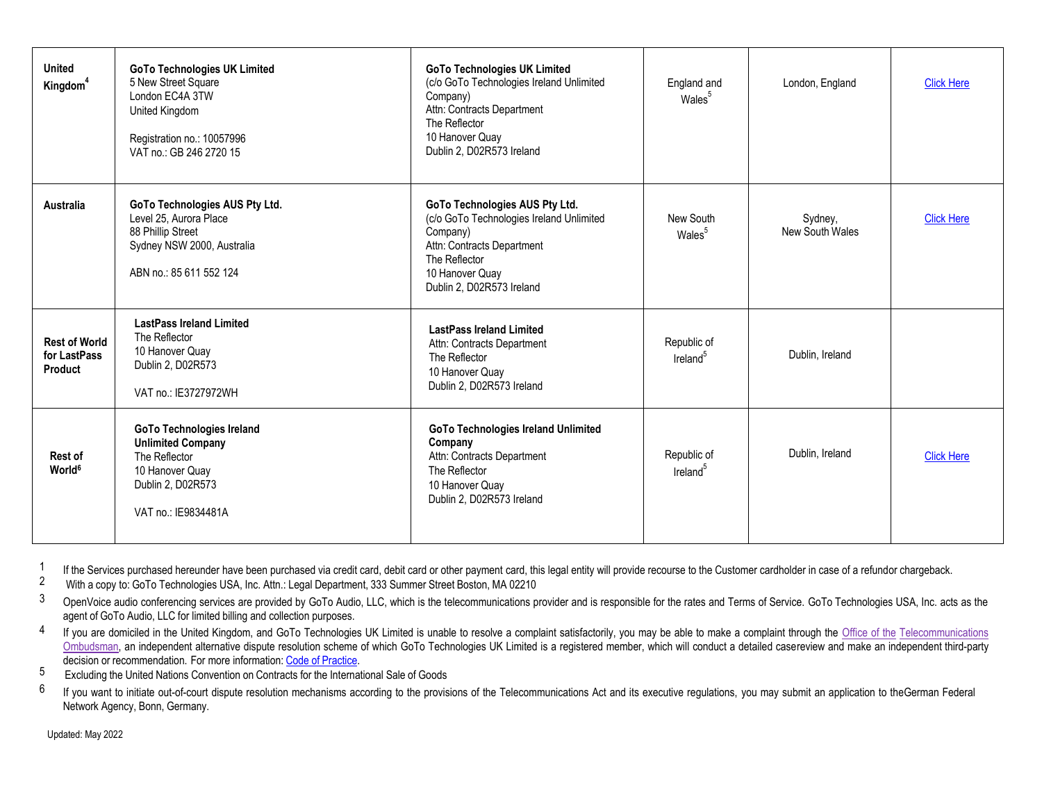| | | | | | |
|---|---|---|---|---|---|
| United Kingdom[4] | **GoTo Technologies UK Limited**<br>5 New Street Square<br>London EC4A 3TW<br>United Kingdom<br><br>Registration no.: 10057996<br>VAT no.: GB 246 2720 15 | **GoTo Technologies UK Limited**<br>(c/o GoTo Technologies Ireland Unlimited Company)<br>Attn: Contracts Department<br>The Reflector<br>10 Hanover Quay<br>Dublin 2, D02R573 Ireland | England and Wales[5] | London, England | Click Here |
| Australia | **GoTo Technologies AUS Pty Ltd.**<br>Level 25, Aurora Place<br>88 Phillip Street<br>Sydney NSW 2000, Australia<br><br>ABN no.: 85 611 552 124 | **GoTo Technologies AUS Pty Ltd.**<br>(c/o GoTo Technologies Ireland Unlimited Company)<br>Attn: Contracts Department<br>The Reflector<br>10 Hanover Quay<br>Dublin 2, D02R573 Ireland | New South Wales[5] | Sydney, New South Wales | Click Here |
| **Rest of World for LastPass Product** | **LastPass Ireland Limited**<br>The Reflector<br>10 Hanover Quay<br>Dublin 2, D02R573<br><br>VAT no.: IE3727972WH | **LastPass Ireland Limited**<br>Attn: Contracts Department<br>The Reflector<br>10 Hanover Quay<br>Dublin 2, D02R573 Ireland | Republic of Ireland[5] | Dublin, Ireland | |
| **Rest of World[6]** | **GoTo Technologies Ireland Unlimited Company**<br>The Reflector<br>10 Hanover Quay<br>Dublin 2, D02R573<br><br>VAT no.: IE9834481A | **GoTo Technologies Ireland Unlimited Company**<br>Attn: Contracts Department<br>The Reflector<br>10 Hanover Quay<br>Dublin 2, D02R573 Ireland | Republic of Ireland[5] | Dublin, Ireland | Click Here |

1 If the Services purchased hereunder have been purchased via credit card, debit card or other payment card, this legal entity will provide recourse to the Customer cardholder in case of a refundor chargeback.

2 With a copy to: GoTo Technologies USA, Inc. Attn.: Legal Department, 333 Summer Street Boston, MA 02210

3 OpenVoice audio conferencing services are provided by GoTo Audio, LLC, which is the telecommunications provider and is responsible for the rates and Terms of Service. GoTo Technologies USA, Inc. acts as the agent of GoTo Audio, LLC for limited billing and collection purposes.

4 If you are domiciled in the United Kingdom, and GoTo Technologies UK Limited is unable to resolve a complaint satisfactorily, you may be able to make a complaint through the Office of the Telecommunications Ombudsman, an independent alternative dispute resolution scheme of which GoTo Technologies UK Limited is a registered member, which will conduct a detailed casereview and make an independent third-party decision or recommendation. For more information: Code of Practice.

5 Excluding the United Nations Convention on Contracts for the International Sale of Goods

6 If you want to initiate out-of-court dispute resolution mechanisms according to the provisions of the Telecommunications Act and its executive regulations, you may submit an application to theGerman Federal Network Agency, Bonn, Germany.

Updated: May 2022